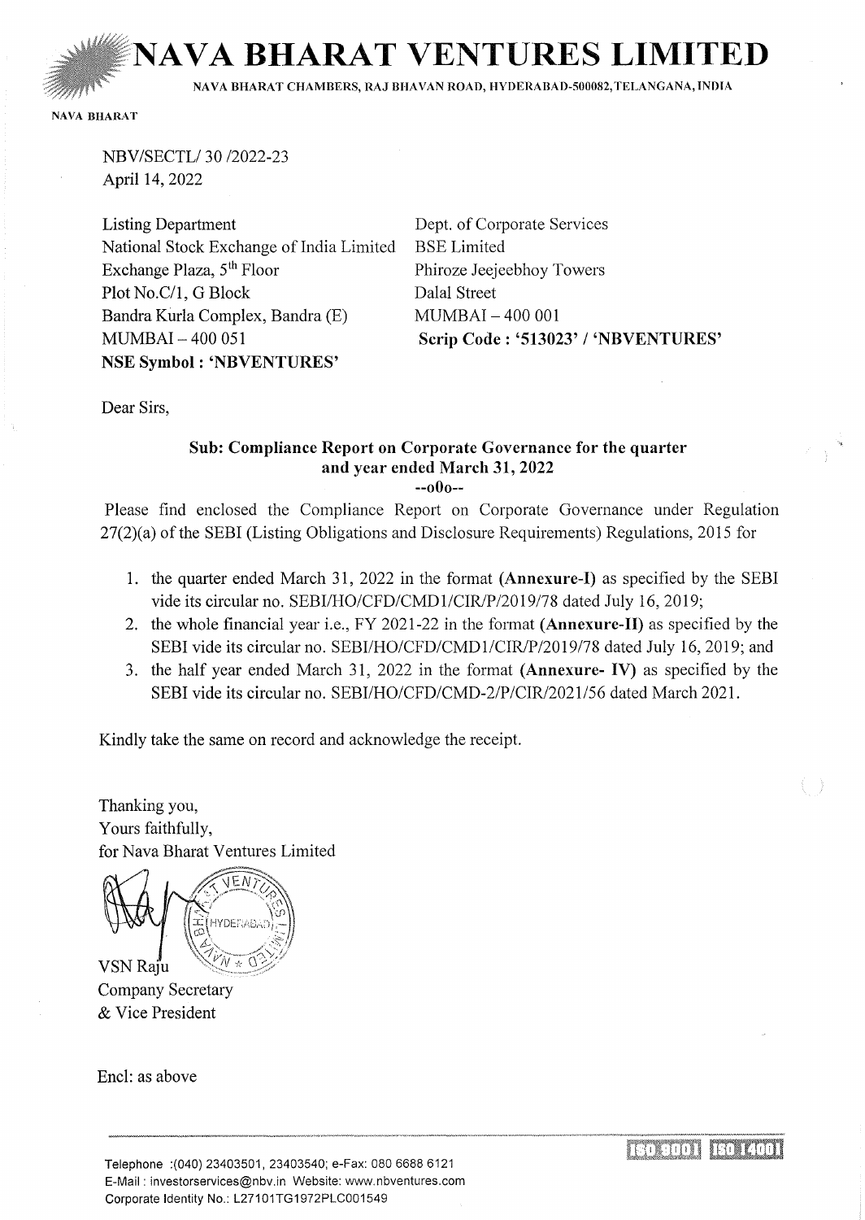# NAVA BHARAT VENTURES LIMITED

NAVA BHARAT CHAMBERS, RAJ BHAVAN ROAD, HYDERABAD-500082, TELANGANA, INDIA

NAVA BHARAT

NBV/SECTL/ 30 /2022-23
April 14, 2022

| | |
|---|---|
| Listing Department | Dept. of Corporate Services |
| National Stock Exchange of India Limited | BSE Limited |
| Exchange Plaza, 5th Floor | Phiroze Jeejeebhoy Towers |
| Plot No.C/1, G Block | Dalal Street |
| Bandra Kurla Complex, Bandra (E) | MUMBAI – 400 001 |
| MUMBAI – 400 051 | **Scrip Code : '513023' / 'NBVENTURES'** |
| **NSE Symbol : 'NBVENTURES'** | |

Dear Sirs,

**Sub: Compliance Report on Corporate Governance for the quarter and year ended March 31, 2022**

--o0o--

Please find enclosed the Compliance Report on Corporate Governance under Regulation 27(2)(a) of the SEBI (Listing Obligations and Disclosure Requirements) Regulations, 2015 for

1. the quarter ended March 31, 2022 in the format **(Annexure-I)** as specified by the SEBI vide its circular no. SEBI/HO/CFD/CMD1/CIR/P/2019/78 dated July 16, 2019;
2. the whole financial year i.e., FY 2021-22 in the format **(Annexure-II)** as specified by the SEBI vide its circular no. SEBI/HO/CFD/CMD1/CIR/P/2019/78 dated July 16, 2019; and
3. the half year ended March 31, 2022 in the format **(Annexure- IV)** as specified by the SEBI vide its circular no. SEBI/HO/CFD/CMD-2/P/CIR/2021/56 dated March 2021.

Kindly take the same on record and acknowledge the receipt.

Thanking you,
Yours faithfully,
for Nava Bharat Ventures Limited

VSN Raju
Company Secretary
& Vice President

Encl: as above

Telephone :(040) 23403501, 23403540; e-Fax: 080 6688 6121
E-Mail : investorservices@nbv.in Website: www.nbventures.com
Corporate Identity No.: L27101TG1972PLC001549

ISO 9001 ISO 14001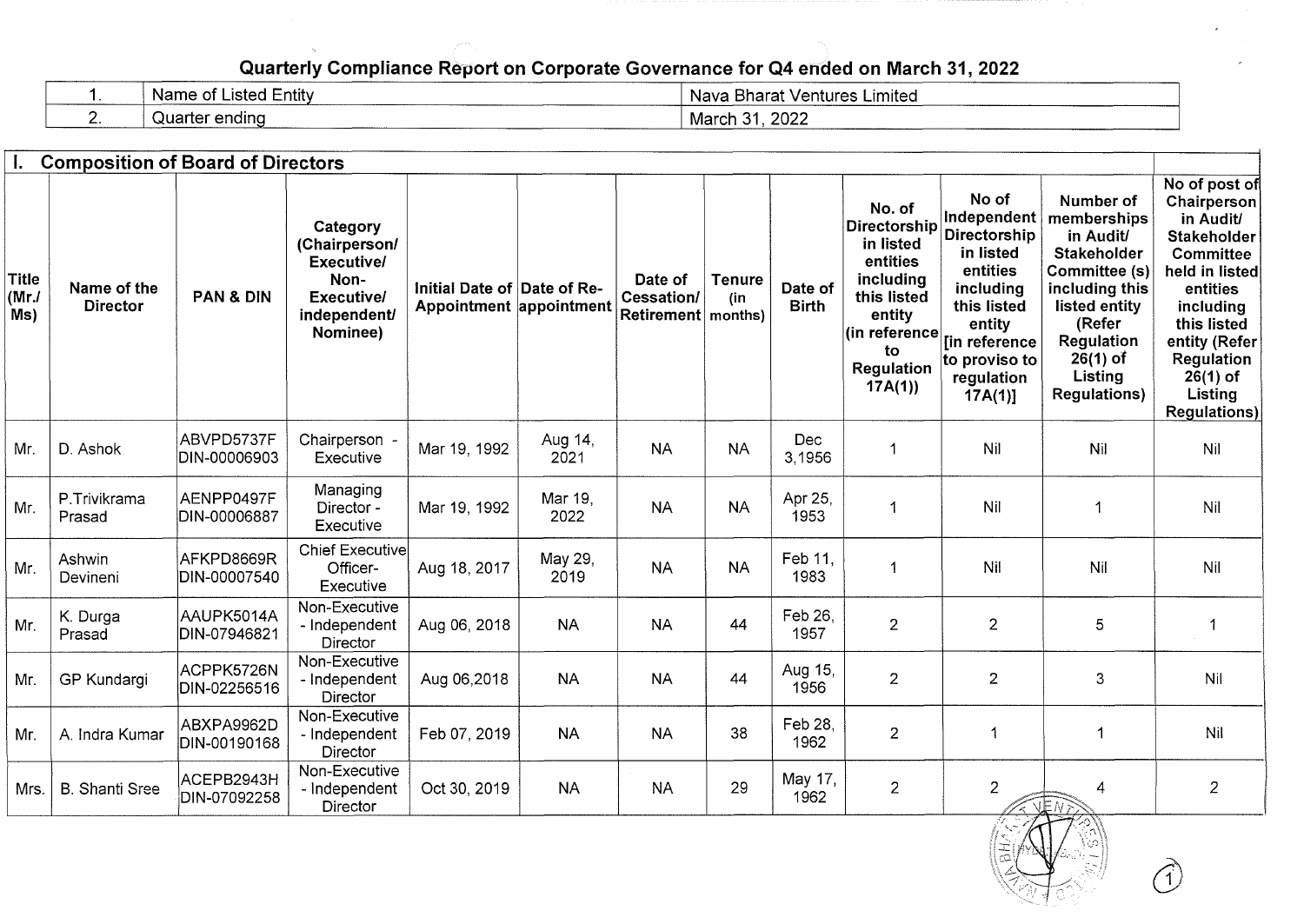## Quarterly Compliance Report on Corporate Governance for Q4 ended on March 31, 2022

| 1. | Name of Listed Entity | Nava Bharat Ventures Limited |
|---|---|---|
| 2. | Quarter ending | March 31, 2022 |

### I. Composition of Board of Directors

| Title (Mr./ Ms) | Name of the Director | PAN & DIN | Category (Chairperson/ Executive/ Non-Executive/ independent/ Nominee) | Initial Date of Appointment | Date of Re-appointment | Date of Cessation/ Retirement | Tenure (in months) | Date of Birth | No. of Directorship in listed entities including this listed entity (in reference to Regulation 17A(1)) | No of Independent Directorship in listed entities including this listed entity [in reference to proviso to regulation 17A(1)] | Number of memberships in Audit/ Stakeholder Committee (s) including this listed entity (Refer Regulation 26(1) of Listing Regulations) | No of post of Chairperson in Audit/ Stakeholder Committee held in listed entities including this listed entity (Refer Regulation 26(1) of Listing Regulations) |
|---|---|---|---|---|---|---|---|---|---|---|---|---|
| Mr. | D. Ashok | ABVPD5737F DIN-00006903 | Chairperson - Executive | Mar 19, 1992 | Aug 14, 2021 | NA | NA | Dec 3,1956 | 1 | Nil | Nil | Nil |
| Mr. | P.Trivikrama Prasad | AENPP0497F DIN-00006887 | Managing Director - Executive | Mar 19, 1992 | Mar 19, 2022 | NA | NA | Apr 25, 1953 | 1 | Nil | 1 | Nil |
| Mr. | Ashwin Devineni | AFKPD8669R DIN-00007540 | Chief Executive Officer- Executive | Aug 18, 2017 | May 29, 2019 | NA | NA | Feb 11, 1983 | 1 | Nil | Nil | Nil |
| Mr. | K. Durga Prasad | AAUPK5014A DIN-07946821 | Non-Executive - Independent Director | Aug 06, 2018 | NA | NA | 44 | Feb 26, 1957 | 2 | 2 | 5 | 1 |
| Mr. | GP Kundargi | ACPPK5726N DIN-02256516 | Non-Executive - Independent Director | Aug 06,2018 | NA | NA | 44 | Aug 15, 1956 | 2 | 2 | 3 | Nil |
| Mr. | A. Indra Kumar | ABXPA9962D DIN-00190168 | Non-Executive - Independent Director | Feb 07, 2019 | NA | NA | 38 | Feb 28, 1962 | 2 | 1 | 1 | Nil |
| Mrs. | B. Shanti Sree | ACEPB2943H DIN-07092258 | Non-Executive - Independent Director | Oct 30, 2019 | NA | NA | 29 | May 17, 1962 | 2 | 2 | 4 | 2 |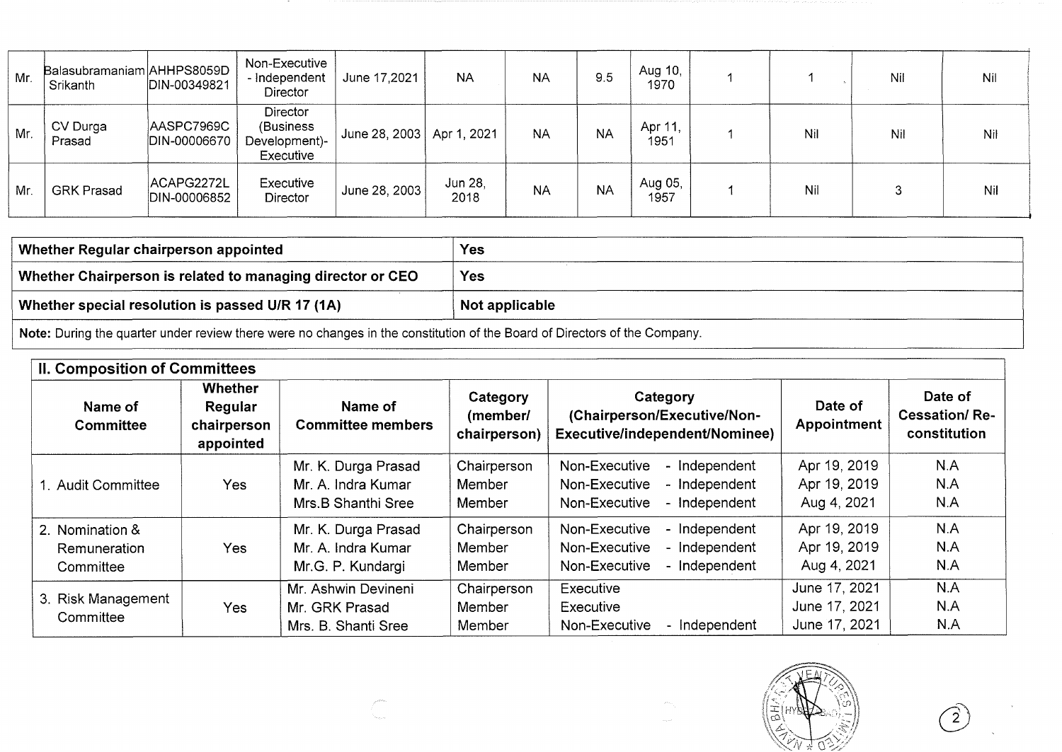| | | | | | | | | | | | | |
|---|---|---|---|---|---|---|---|---|---|---|---|---|
| Mr. | Balasubramaniam Srikanth | AHHPS8059D DIN-00349821 | Non-Executive - Independent Director | June 17,2021 | NA | NA | 9.5 | Aug 10, 1970 | 1 | 1 | Nil | Nil |
| Mr. | CV Durga Prasad | AASPC7969C DIN-00006670 | Director (Business Development)- Executive | June 28, 2003 | Apr 1, 2021 | NA | NA | Apr 11, 1951 | 1 | Nil | Nil | Nil |
| Mr. | GRK Prasad | ACAPG2272L DIN-00006852 | Executive Director | June 28, 2003 | Jun 28, 2018 | NA | NA | Aug 05, 1957 | 1 | Nil | 3 | Nil |

| | |
|---|---|
| **Whether Regular chairperson appointed** | **Yes** |
| **Whether Chairperson is related to managing director or CEO** | **Yes** |
| **Whether special resolution is passed U/R 17 (1A)** | **Not applicable** |

**Note:** During the quarter under review there were no changes in the constitution of the Board of Directors of the Company.

## II. Composition of Committees

| Name of Committee | Whether Regular chairperson appointed | Name of Committee members | Category (member/ chairperson) | Category (Chairperson/Executive/Non-Executive/independent/Nominee) | Date of Appointment | Date of Cessation/ Re-constitution |
|---|---|---|---|---|---|---|
| 1. Audit Committee | Yes | Mr. K. Durga Prasad | Chairperson | Non-Executive - Independent | Apr 19, 2019 | N.A |
| | | Mr. A. Indra Kumar | Member | Non-Executive - Independent | Apr 19, 2019 | N.A |
| | | Mrs.B Shanthi Sree | Member | Non-Executive - Independent | Aug 4, 2021 | N.A |
| 2. Nomination & Remuneration Committee | Yes | Mr. K. Durga Prasad | Chairperson | Non-Executive - Independent | Apr 19, 2019 | N.A |
| | | Mr. A. Indra Kumar | Member | Non-Executive - Independent | Apr 19, 2019 | N.A |
| | | Mr.G. P. Kundargi | Member | Non-Executive - Independent | Aug 4, 2021 | N.A |
| 3. Risk Management Committee | Yes | Mr. Ashwin Devineni | Chairperson | Executive | June 17, 2021 | N.A |
| | | Mr. GRK Prasad | Member | Executive | June 17, 2021 | N.A |
| | | Mrs. B. Shanti Sree | Member | Non-Executive - Independent | June 17, 2021 | N.A |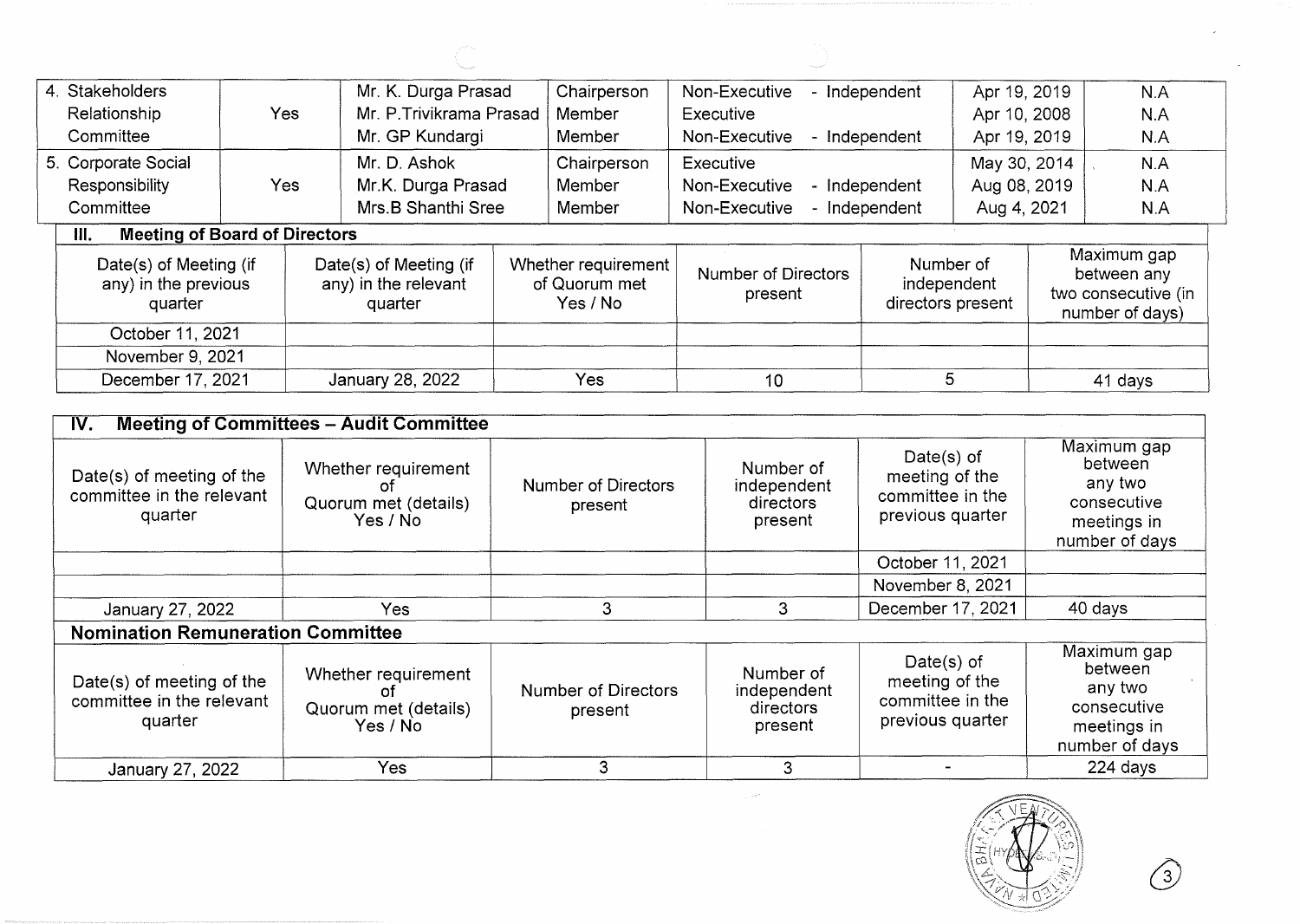| 4. Stakeholders Relationship Committee | Yes | Mr. K. Durga Prasad<br>Mr. P.Trivikrama Prasad<br>Mr. GP Kundargi | Chairperson<br>Member<br>Member | Non-Executive - Independent<br>Executive<br>Non-Executive - Independent | Apr 19, 2019<br>Apr 10, 2008<br>Apr 19, 2019 | N.A<br>N.A<br>N.A |
|---|---|---|---|---|---|---|
| 5. Corporate Social Responsibility Committee | Yes | Mr. D. Ashok<br>Mr.K. Durga Prasad<br>Mrs.B Shanthi Sree | Chairperson<br>Member<br>Member | Executive<br>Non-Executive - Independent<br>Non-Executive - Independent | May 30, 2014<br>Aug 08, 2019<br>Aug 4, 2021 | N.A<br>N.A<br>N.A |

## III. Meeting of Board of Directors

| Date(s) of Meeting (if any) in the previous quarter | Date(s) of Meeting (if any) in the relevant quarter | Whether requirement of Quorum met Yes / No | Number of Directors present | Number of independent directors present | Maximum gap between any two consecutive (in number of days) |
|---|---|---|---|---|---|
| October 11, 2021 | | | | | |
| November 9, 2021 | | | | | |
| December 17, 2021 | January 28, 2022 | Yes | 10 | 5 | 41 days |

## IV. Meeting of Committees – Audit Committee

| Date(s) of meeting of the committee in the relevant quarter | Whether requirement of Quorum met (details) Yes / No | Number of Directors present | Number of independent directors present | Date(s) of meeting of the committee in the previous quarter | Maximum gap between any two consecutive meetings in number of days |
|---|---|---|---|---|---|
| | | | | October 11, 2021 | |
| | | | | November 8, 2021 | |
| January 27, 2022 | Yes | 3 | 3 | December 17, 2021 | 40 days |

### Nomination Remuneration Committee

| Date(s) of meeting of the committee in the relevant quarter | Whether requirement of Quorum met (details) Yes / No | Number of Directors present | Number of independent directors present | Date(s) of meeting of the committee in the previous quarter | Maximum gap between any two consecutive meetings in number of days |
|---|---|---|---|---|---|
| January 27, 2022 | Yes | 3 | 3 | - | 224 days |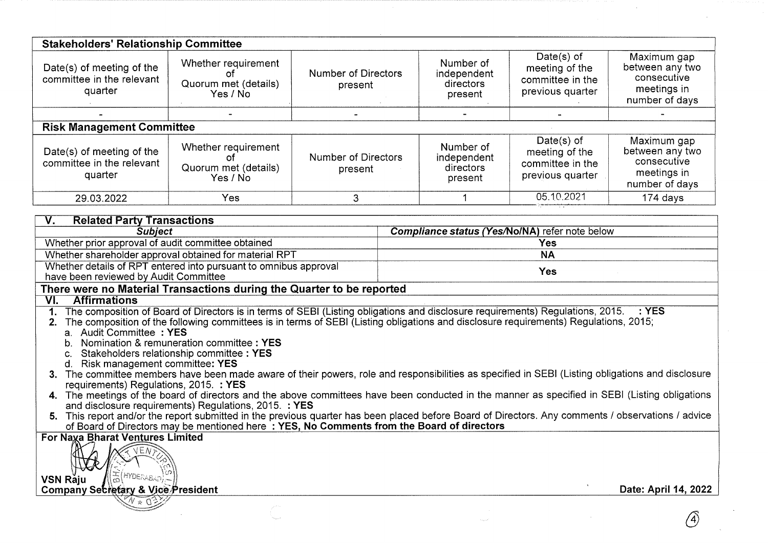**Stakeholders' Relationship Committee**

| Date(s) of meeting of the committee in the relevant quarter | Whether requirement of Quorum met (details) Yes / No | Number of Directors present | Number of independent directors present | Date(s) of meeting of the committee in the previous quarter | Maximum gap between any two consecutive meetings in number of days |
|---|---|---|---|---|---|
| - | - | - | - | - | - |

**Risk Management Committee**

| Date(s) of meeting of the committee in the relevant quarter | Whether requirement of Quorum met (details) Yes / No | Number of Directors present | Number of independent directors present | Date(s) of meeting of the committee in the previous quarter | Maximum gap between any two consecutive meetings in number of days |
|---|---|---|---|---|---|
| 29.03.2022 | Yes | 3 | 1 | 05.10.2021 | 174 days |

## V. Related Party Transactions

| *Subject* | *Compliance status (Yes/No/NA)* refer note below |
|---|---|
| Whether prior approval of audit committee obtained | **Yes** |
| Whether shareholder approval obtained for material RPT | **NA** |
| Whether details of RPT entered into pursuant to omnibus approval have been reviewed by Audit Committee | **Yes** |

**There were no Material Transactions during the Quarter to be reported**

## VI. Affirmations

1. The composition of Board of Directors is in terms of SEBI (Listing obligations and disclosure requirements) Regulations, 2015. **: YES**
2. The composition of the following committees is in terms of SEBI (Listing obligations and disclosure requirements) Regulations, 2015;
   a. Audit Committee **: YES**
   b. Nomination & remuneration committee **: YES**
   c. Stakeholders relationship committee **: YES**
   d. Risk management committee**: YES**
3. The committee members have been made aware of their powers, role and responsibilities as specified in SEBI (Listing obligations and disclosure requirements) Regulations, 2015. **: YES**
4. The meetings of the board of directors and the above committees have been conducted in the manner as specified in SEBI (Listing obligations and disclosure requirements) Regulations, 2015. **: YES**
5. This report and/or the report submitted in the previous quarter has been placed before Board of Directors. Any comments / observations / advice of Board of Directors may be mentioned here **: YES, No Comments from the Board of directors**

**For Nava Bharat Ventures Limited**

**VSN Raju**
**Company Secretary & Vice President**

**Date: April 14, 2022**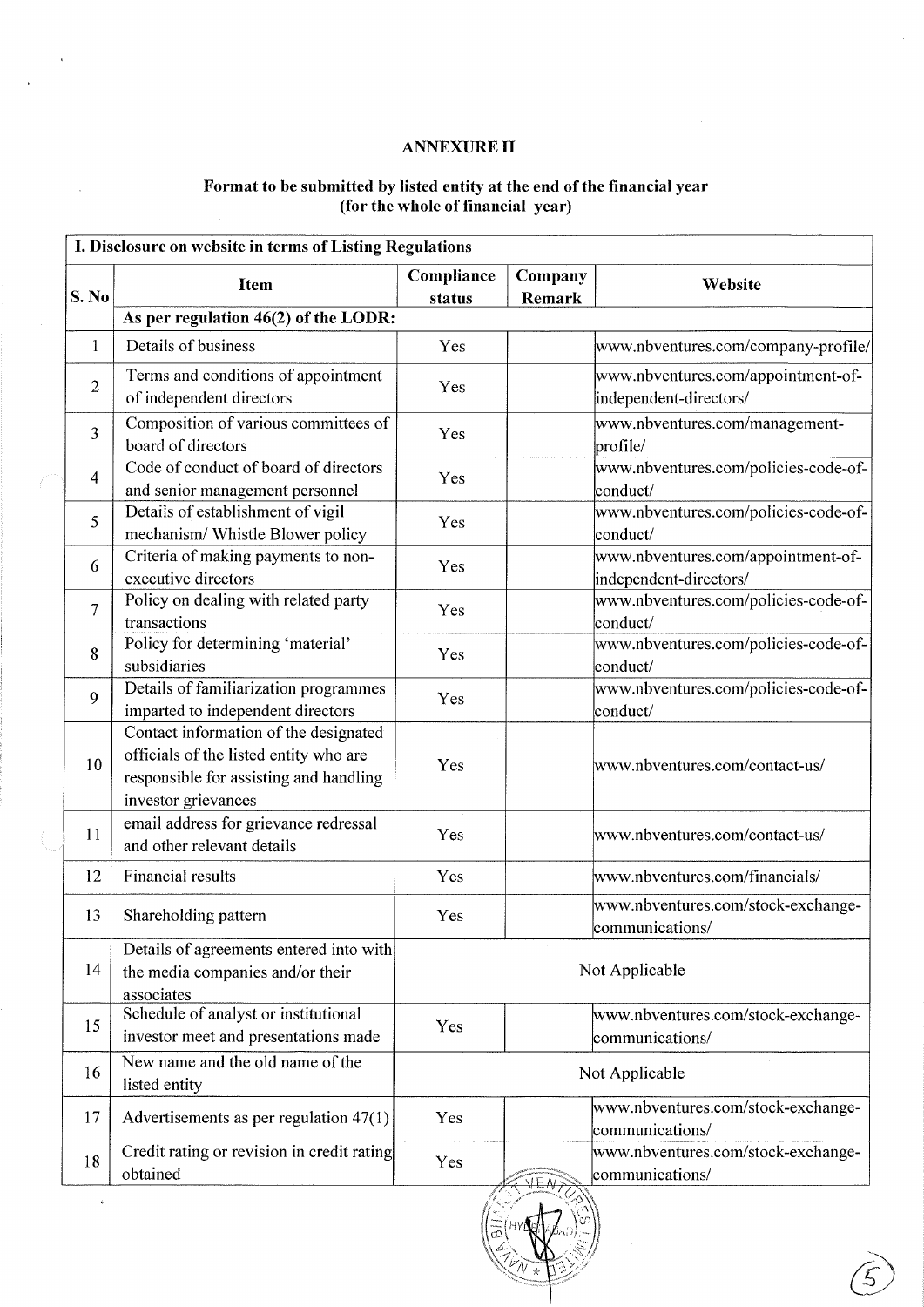# ANNEXURE II

## Format to be submitted by listed entity at the end of the financial year (for the whole of financial year)

| I. Disclosure on website in terms of Listing Regulations | | | | |
|---|---|---|---|---|
| **S. No** | **Item** | **Compliance status** | **Company Remark** | **Website** |
| | **As per regulation 46(2) of the LODR:** | | | |
| 1 | Details of business | Yes | | www.nbventures.com/company-profile/ |
| 2 | Terms and conditions of appointment of independent directors | Yes | | www.nbventures.com/appointment-of-independent-directors/ |
| 3 | Composition of various committees of board of directors | Yes | | www.nbventures.com/management-profile/ |
| 4 | Code of conduct of board of directors and senior management personnel | Yes | | www.nbventures.com/policies-code-of-conduct/ |
| 5 | Details of establishment of vigil mechanism/ Whistle Blower policy | Yes | | www.nbventures.com/policies-code-of-conduct/ |
| 6 | Criteria of making payments to non-executive directors | Yes | | www.nbventures.com/appointment-of-independent-directors/ |
| 7 | Policy on dealing with related party transactions | Yes | | www.nbventures.com/policies-code-of-conduct/ |
| 8 | Policy for determining 'material' subsidiaries | Yes | | www.nbventures.com/policies-code-of-conduct/ |
| 9 | Details of familiarization programmes imparted to independent directors | Yes | | www.nbventures.com/policies-code-of-conduct/ |
| 10 | Contact information of the designated officials of the listed entity who are responsible for assisting and handling investor grievances | Yes | | www.nbventures.com/contact-us/ |
| 11 | email address for grievance redressal and other relevant details | Yes | | www.nbventures.com/contact-us/ |
| 12 | Financial results | Yes | | www.nbventures.com/financials/ |
| 13 | Shareholding pattern | Yes | | www.nbventures.com/stock-exchange-communications/ |
| 14 | Details of agreements entered into with the media companies and/or their associates | Not Applicable | | |
| 15 | Schedule of analyst or institutional investor meet and presentations made | Yes | | www.nbventures.com/stock-exchange-communications/ |
| 16 | New name and the old name of the listed entity | Not Applicable | | |
| 17 | Advertisements as per regulation 47(1) | Yes | | www.nbventures.com/stock-exchange-communications/ |
| 18 | Credit rating or revision in credit rating obtained | Yes | | www.nbventures.com/stock-exchange-communications/ |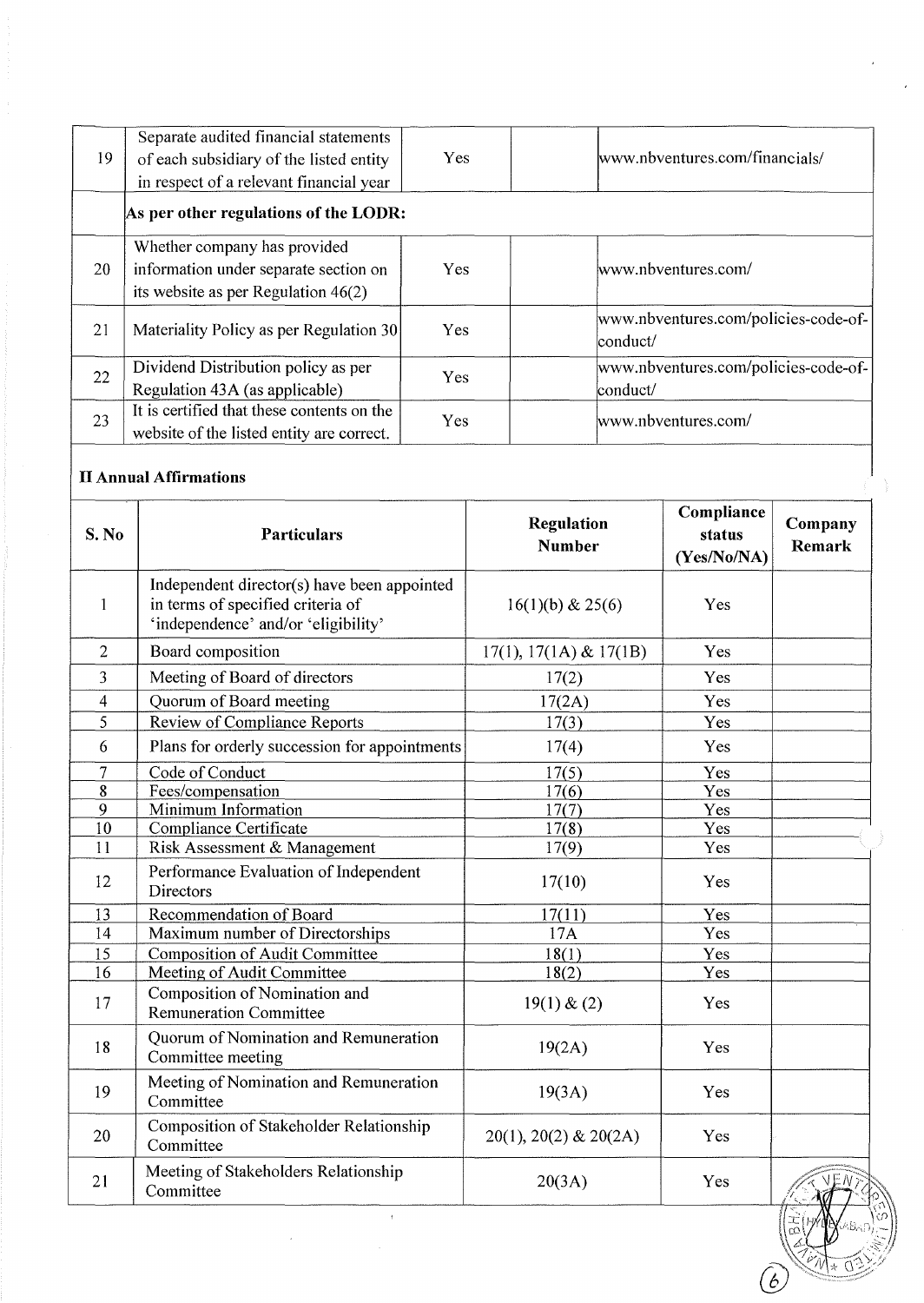| | | | | |
|---|---|---|---|---|
| 19 | Separate audited financial statements of each subsidiary of the listed entity in respect of a relevant financial year | Yes | | www.nbventures.com/financials/ |
| | **As per other regulations of the LODR:** | | | |
| 20 | Whether company has provided information under separate section on its website as per Regulation 46(2) | Yes | | www.nbventures.com/ |
| 21 | Materiality Policy as per Regulation 30 | Yes | | www.nbventures.com/policies-code-of-conduct/ |
| 22 | Dividend Distribution policy as per Regulation 43A (as applicable) | Yes | | www.nbventures.com/policies-code-of-conduct/ |
| 23 | It is certified that these contents on the website of the listed entity are correct. | Yes | | www.nbventures.com/ |

## II Annual Affirmations

| S. No | Particulars | Regulation Number | Compliance status (Yes/No/NA) | Company Remark |
|---|---|---|---|---|
| 1 | Independent director(s) have been appointed in terms of specified criteria of 'independence' and/or 'eligibility' | 16(1)(b) & 25(6) | Yes | |
| 2 | Board composition | 17(1), 17(1A) & 17(1B) | Yes | |
| 3 | Meeting of Board of directors | 17(2) | Yes | |
| 4 | Quorum of Board meeting | 17(2A) | Yes | |
| 5 | Review of Compliance Reports | 17(3) | Yes | |
| 6 | Plans for orderly succession for appointments | 17(4) | Yes | |
| 7 | Code of Conduct | 17(5) | Yes | |
| 8 | Fees/compensation | 17(6) | Yes | |
| 9 | Minimum Information | 17(7) | Yes | |
| 10 | Compliance Certificate | 17(8) | Yes | |
| 11 | Risk Assessment & Management | 17(9) | Yes | |
| 12 | Performance Evaluation of Independent Directors | 17(10) | Yes | |
| 13 | Recommendation of Board | 17(11) | Yes | |
| 14 | Maximum number of Directorships | 17A | Yes | |
| 15 | Composition of Audit Committee | 18(1) | Yes | |
| 16 | Meeting of Audit Committee | 18(2) | Yes | |
| 17 | Composition of Nomination and Remuneration Committee | 19(1) & (2) | Yes | |
| 18 | Quorum of Nomination and Remuneration Committee meeting | 19(2A) | Yes | |
| 19 | Meeting of Nomination and Remuneration Committee | 19(3A) | Yes | |
| 20 | Composition of Stakeholder Relationship Committee | 20(1), 20(2) & 20(2A) | Yes | |
| 21 | Meeting of Stakeholders Relationship Committee | 20(3A) | Yes | |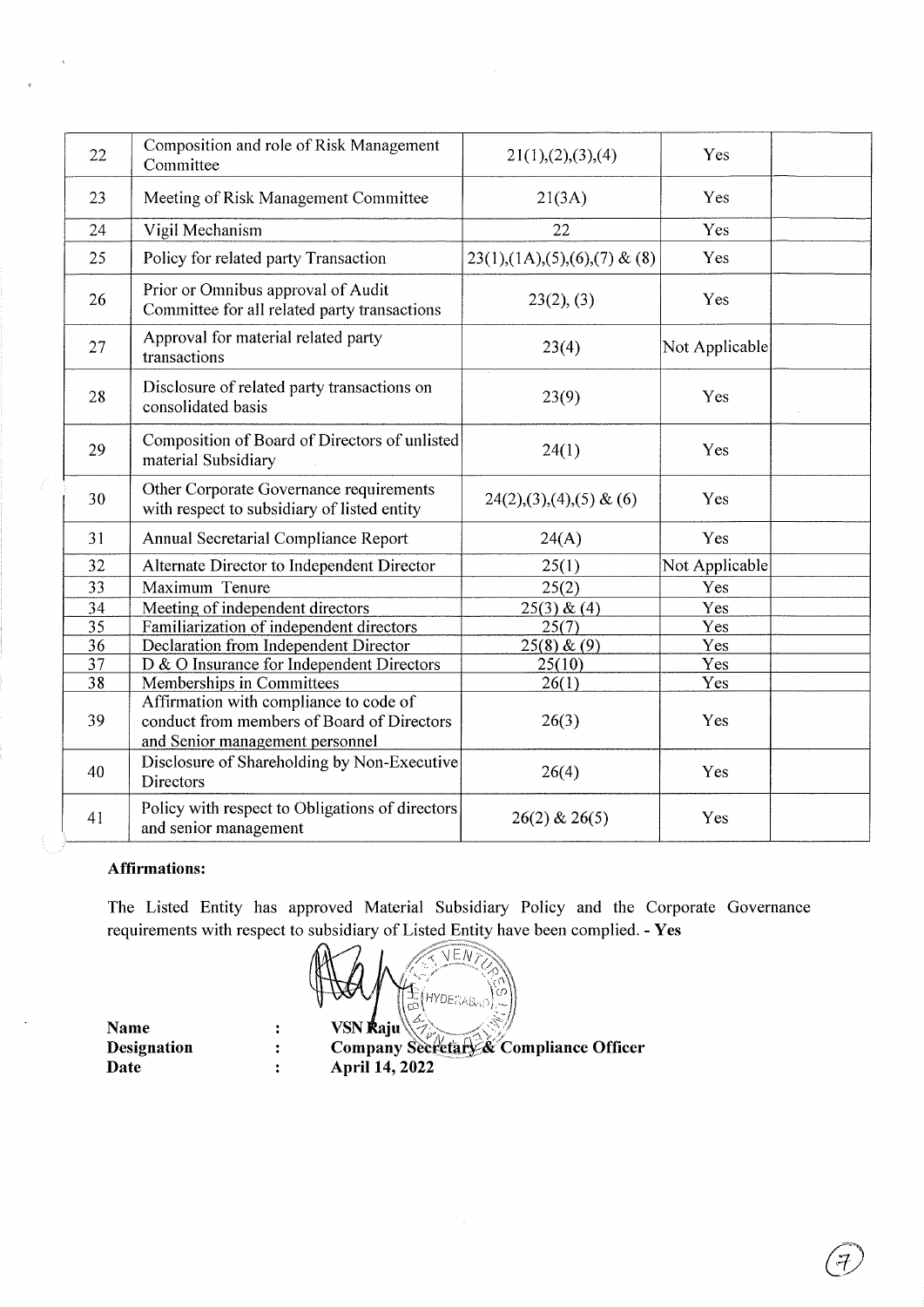| 22 | Composition and role of Risk Management Committee | 21(1),(2),(3),(4) | Yes | |
|---|---|---|---|---|
| 23 | Meeting of Risk Management Committee | 21(3A) | Yes | |
| 24 | Vigil Mechanism | 22 | Yes | |
| 25 | Policy for related party Transaction | 23(1),(1A),(5),(6),(7) & (8) | Yes | |
| 26 | Prior or Omnibus approval of Audit Committee for all related party transactions | 23(2), (3) | Yes | |
| 27 | Approval for material related party transactions | 23(4) | Not Applicable | |
| 28 | Disclosure of related party transactions on consolidated basis | 23(9) | Yes | |
| 29 | Composition of Board of Directors of unlisted material Subsidiary | 24(1) | Yes | |
| 30 | Other Corporate Governance requirements with respect to subsidiary of listed entity | 24(2),(3),(4),(5) & (6) | Yes | |
| 31 | Annual Secretarial Compliance Report | 24(A) | Yes | |
| 32 | Alternate Director to Independent Director | 25(1) | Not Applicable | |
| 33 | Maximum Tenure | 25(2) | Yes | |
| 34 | Meeting of independent directors | 25(3) & (4) | Yes | |
| 35 | Familiarization of independent directors | 25(7) | Yes | |
| 36 | Declaration from Independent Director | 25(8) & (9) | Yes | |
| 37 | D & O Insurance for Independent Directors | 25(10) | Yes | |
| 38 | Memberships in Committees | 26(1) | Yes | |
| 39 | Affirmation with compliance to code of conduct from members of Board of Directors and Senior management personnel | 26(3) | Yes | |
| 40 | Disclosure of Shareholding by Non-Executive Directors | 26(4) | Yes | |
| 41 | Policy with respect to Obligations of directors and senior management | 26(2) & 26(5) | Yes | |

**Affirmations:**

The Listed Entity has approved Material Subsidiary Policy and the Corporate Governance requirements with respect to subsidiary of Listed Entity have been complied. - **Yes**

**Name** : **VSN Raju**
**Designation** : **Company Secretary & Compliance Officer**
**Date** : **April 14, 2022**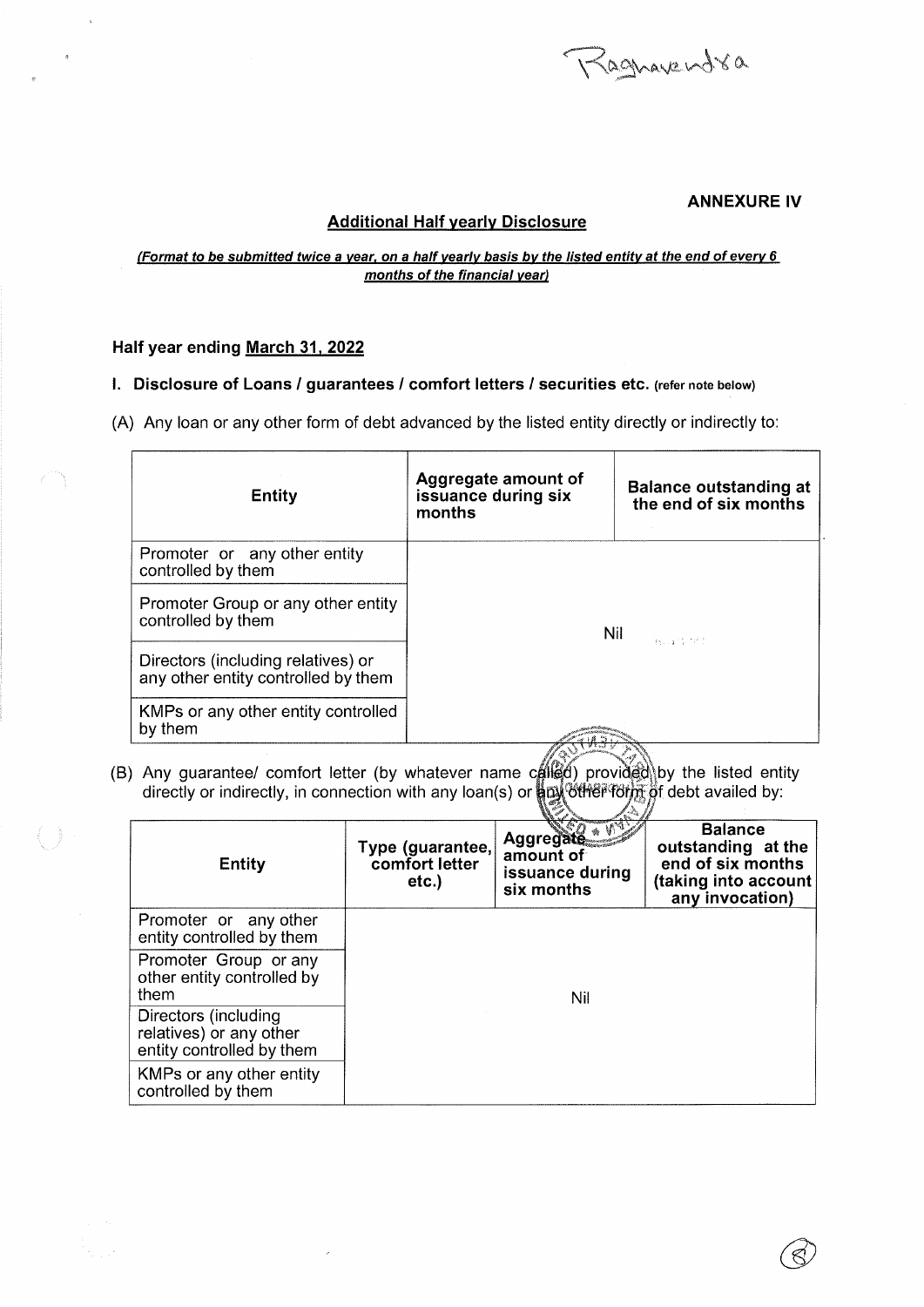Raghavendra

**ANNEXURE IV**

## Additional Half yearly Disclosure

***(Format to be submitted twice a year, on a half yearly basis by the listed entity at the end of every 6 months of the financial year)***

**Half year ending March 31, 2022**

### I. Disclosure of Loans / guarantees / comfort letters / securities etc. (refer note below)

(A) Any loan or any other form of debt advanced by the listed entity directly or indirectly to:

| Entity | Aggregate amount of issuance during six months | Balance outstanding at the end of six months |
|---|---|---|
| Promoter or any other entity controlled by them | Nil | |
| Promoter Group or any other entity controlled by them | | |
| Directors (including relatives) or any other entity controlled by them | | |
| KMPs or any other entity controlled by them | | |

(B) Any guarantee/ comfort letter (by whatever name called) provided by the listed entity directly or indirectly, in connection with any loan(s) or any other form of debt availed by:

| Entity | Type (guarantee, comfort letter etc.) | Aggregate amount of issuance during six months | Balance outstanding at the end of six months (taking into account any invocation) |
|---|---|---|---|
| Promoter or any other entity controlled by them | Nil | | |
| Promoter Group or any other entity controlled by them | | | |
| Directors (including relatives) or any other entity controlled by them | | | |
| KMPs or any other entity controlled by them | | | |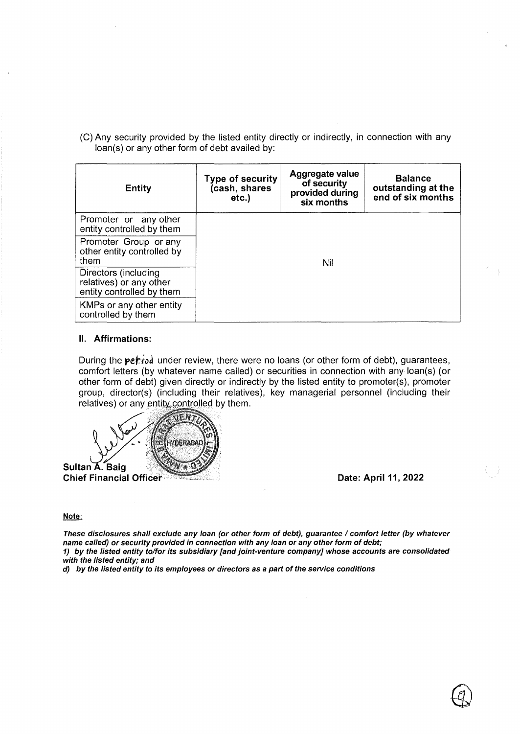(C) Any security provided by the listed entity directly or indirectly, in connection with any loan(s) or any other form of debt availed by:

| Entity | Type of security (cash, shares etc.) | Aggregate value of security provided during six months | Balance outstanding at the end of six months |
|---|---|---|---|
| Promoter or any other entity controlled by them | Nil | | |
| Promoter Group or any other entity controlled by them | | | |
| Directors (including relatives) or any other entity controlled by them | | | |
| KMPs or any other entity controlled by them | | | |

**II. Affirmations:**

During the period under review, there were no loans (or other form of debt), guarantees, comfort letters (by whatever name called) or securities in connection with any loan(s) (or other form of debt) given directly or indirectly by the listed entity to promoter(s), promoter group, director(s) (including their relatives), key managerial personnel (including their relatives) or any entity controlled by them.

**Sultan A. Baig**
**Chief Financial Officer**

**Date: April 11, 2022**

**Note:**

***These disclosures shall exclude any loan (or other form of debt), guarantee / comfort letter (by whatever name called) or security provided in connection with any loan or any other form of debt;***

***1) by the listed entity to/for its subsidiary [and joint-venture company] whose accounts are consolidated with the listed entity; and***

***d) by the listed entity to its employees or directors as a part of the service conditions***